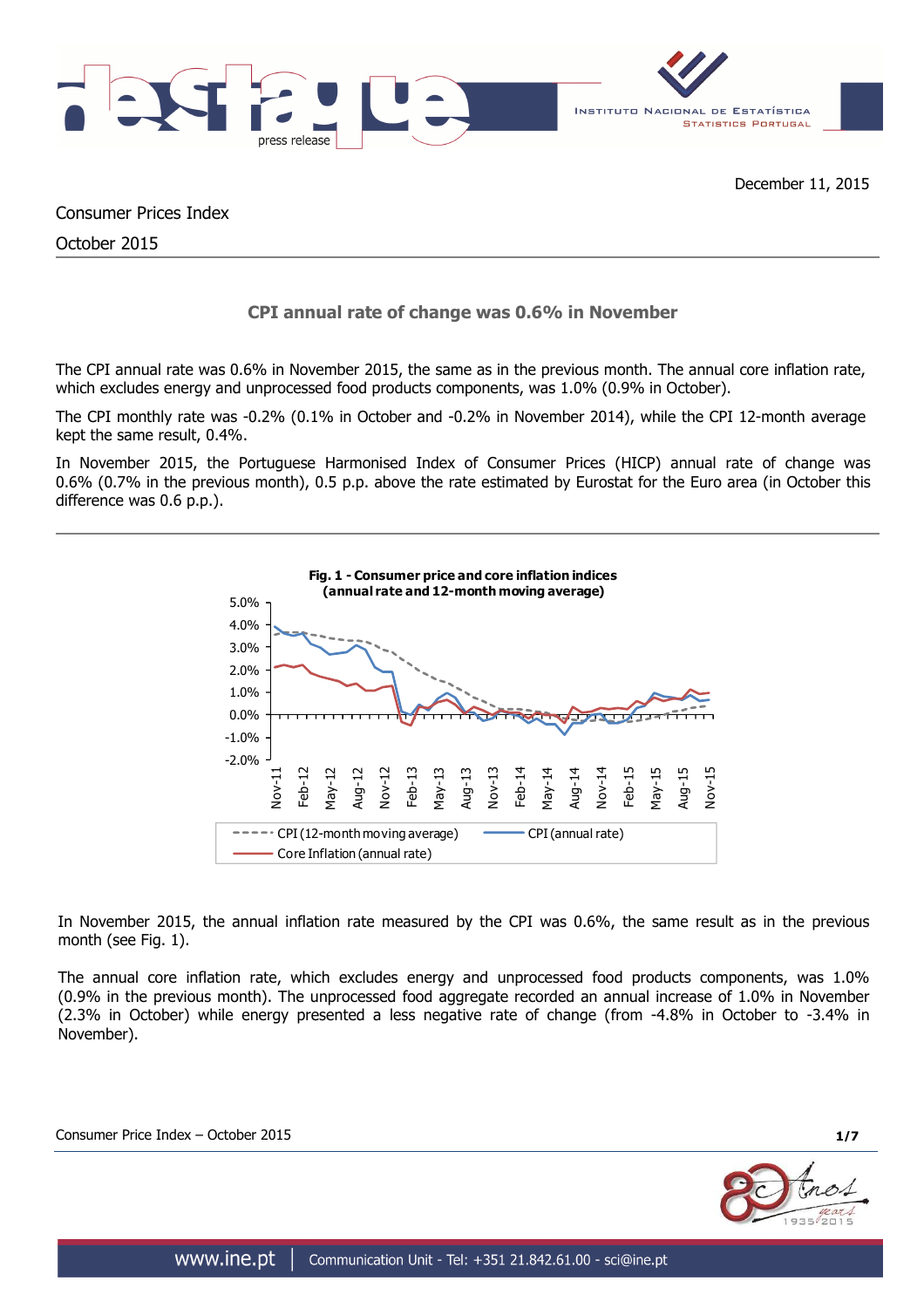December 11, 2015

Consumer Prices Index

October 2015

## CPI annual rate of change was 0.6% in November

The CPI annual rate was 0.6% in November 2015, the same as in the previous month. The annual core inflation rate, which excludes energy and unprocessed food products components, was 1.0% (0.9% in October).

The CPI monthly rate was -0.2% (0.1% in October and -0.2% in November 2014), while the CPI 12-month average kept the same result, 0.4%.

In November 2015, the Portuguese Harmonised Index of Consumer Prices (HICP) annual rate of change was 0.6% (0.7% in the previous month), 0.5 p.p. above the rate estimated by Eurostat for the Euro area (in October this difference was 0.6 p.p.).

**Fig. 1 - Consumer price and core inflation indices (annual rate and 12-month moving average)**

In November 2015, the annual inflation rate measured by the CPI was 0.6%, the same result as in the previous month (see Fig. 1).

The annual core inflation rate, which excludes energy and unprocessed food products components, was 1.0% (0.9% in the previous month). The unprocessed food aggregate recorded an annual increase of 1.0% in November (2.3% in October) while energy presented a less negative rate of change (from -4.8% in October to -3.4% in November).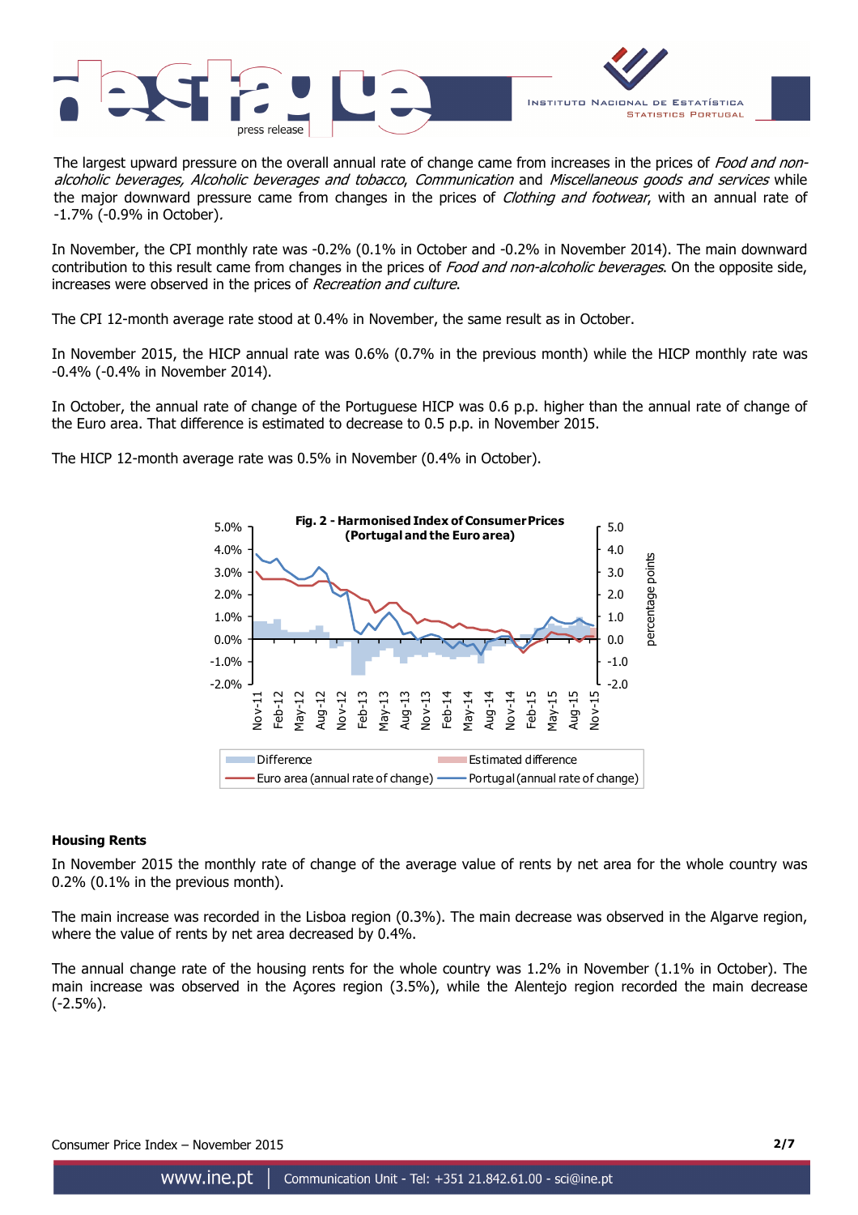The largest upward pressure on the overall annual rate of change came from increases in the prices of *Food and non-alcoholic beverages, Alcoholic beverages and tobacco*, *Communication* and *Miscellaneous goods and services* while the major downward pressure came from changes in the prices of *Clothing and footwear*, with an annual rate of -1.7% (-0.9% in October).

In November, the CPI monthly rate was -0.2% (0.1% in October and -0.2% in November 2014). The main downward contribution to this result came from changes in the prices of *Food and non-alcoholic beverages*. On the opposite side, increases were observed in the prices of *Recreation and culture*.

The CPI 12-month average rate stood at 0.4% in November, the same result as in October.

In November 2015, the HICP annual rate was 0.6% (0.7% in the previous month) while the HICP monthly rate was -0.4% (-0.4% in November 2014).

In October, the annual rate of change of the Portuguese HICP was 0.6 p.p. higher than the annual rate of change of the Euro area. That difference is estimated to decrease to 0.5 p.p. in November 2015.

The HICP 12-month average rate was 0.5% in November (0.4% in October).

**Fig. 2 - Harmonised Index of Consumer Prices (Portugal and the Euro area)**

### Housing Rents

In November 2015 the monthly rate of change of the average value of rents by net area for the whole country was 0.2% (0.1% in the previous month).

The main increase was recorded in the Lisboa region (0.3%). The main decrease was observed in the Algarve region, where the value of rents by net area decreased by 0.4%.

The annual change rate of the housing rents for the whole country was 1.2% in November (1.1% in October). The main increase was observed in the Açores region (3.5%), while the Alentejo region recorded the main decrease (-2.5%).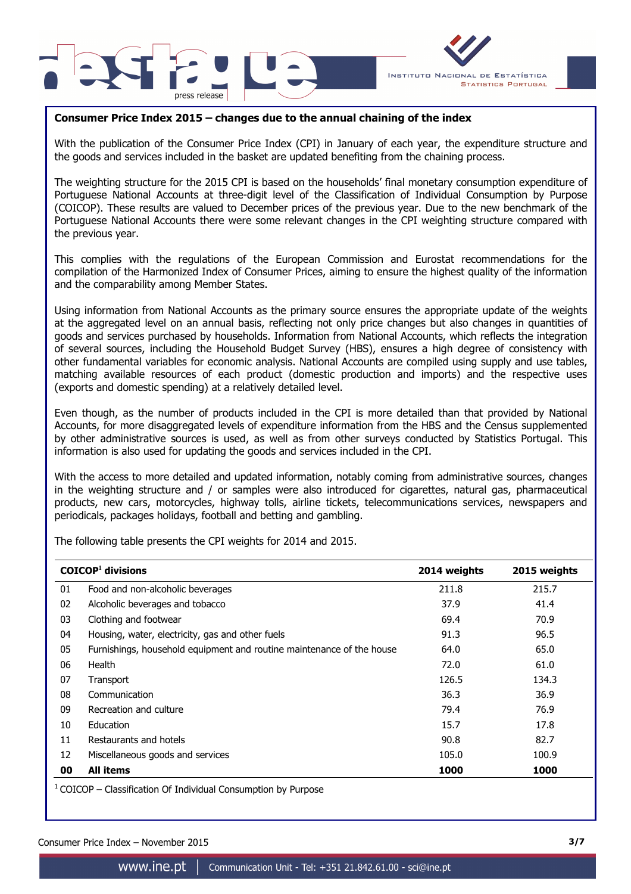## Consumer Price Index 2015 – changes due to the annual chaining of the index

With the publication of the Consumer Price Index (CPI) in January of each year, the expenditure structure and the goods and services included in the basket are updated benefiting from the chaining process.

The weighting structure for the 2015 CPI is based on the households' final monetary consumption expenditure of Portuguese National Accounts at three-digit level of the Classification of Individual Consumption by Purpose (COICOP). These results are valued to December prices of the previous year. Due to the new benchmark of the Portuguese National Accounts there were some relevant changes in the CPI weighting structure compared with the previous year.

This complies with the regulations of the European Commission and Eurostat recommendations for the compilation of the Harmonized Index of Consumer Prices, aiming to ensure the highest quality of the information and the comparability among Member States.

Using information from National Accounts as the primary source ensures the appropriate update of the weights at the aggregated level on an annual basis, reflecting not only price changes but also changes in quantities of goods and services purchased by households. Information from National Accounts, which reflects the integration of several sources, including the Household Budget Survey (HBS), ensures a high degree of consistency with other fundamental variables for economic analysis. National Accounts are compiled using supply and use tables, matching available resources of each product (domestic production and imports) and the respective uses (exports and domestic spending) at a relatively detailed level.

Even though, as the number of products included in the CPI is more detailed than that provided by National Accounts, for more disaggregated levels of expenditure information from the HBS and the Census supplemented by other administrative sources is used, as well as from other surveys conducted by Statistics Portugal. This information is also used for updating the goods and services included in the CPI.

With the access to more detailed and updated information, notably coming from administrative sources, changes in the weighting structure and / or samples were also introduced for cigarettes, natural gas, pharmaceutical products, new cars, motorcycles, highway tolls, airline tickets, telecommunications services, newspapers and periodicals, packages holidays, football and betting and gambling.

The following table presents the CPI weights for 2014 and 2015.

| COICOP[1] divisions | | 2014 weights | 2015 weights |
|---|---|---|---|
| 01 | Food and non-alcoholic beverages | 211.8 | 215.7 |
| 02 | Alcoholic beverages and tobacco | 37.9 | 41.4 |
| 03 | Clothing and footwear | 69.4 | 70.9 |
| 04 | Housing, water, electricity, gas and other fuels | 91.3 | 96.5 |
| 05 | Furnishings, household equipment and routine maintenance of the house | 64.0 | 65.0 |
| 06 | Health | 72.0 | 61.0 |
| 07 | Transport | 126.5 | 134.3 |
| 08 | Communication | 36.3 | 36.9 |
| 09 | Recreation and culture | 79.4 | 76.9 |
| 10 | Education | 15.7 | 17.8 |
| 11 | Restaurants and hotels | 90.8 | 82.7 |
| 12 | Miscellaneous goods and services | 105.0 | 100.9 |
| **00** | **All items** | **1000** | **1000** |

[1] COICOP – Classification Of Individual Consumption by Purpose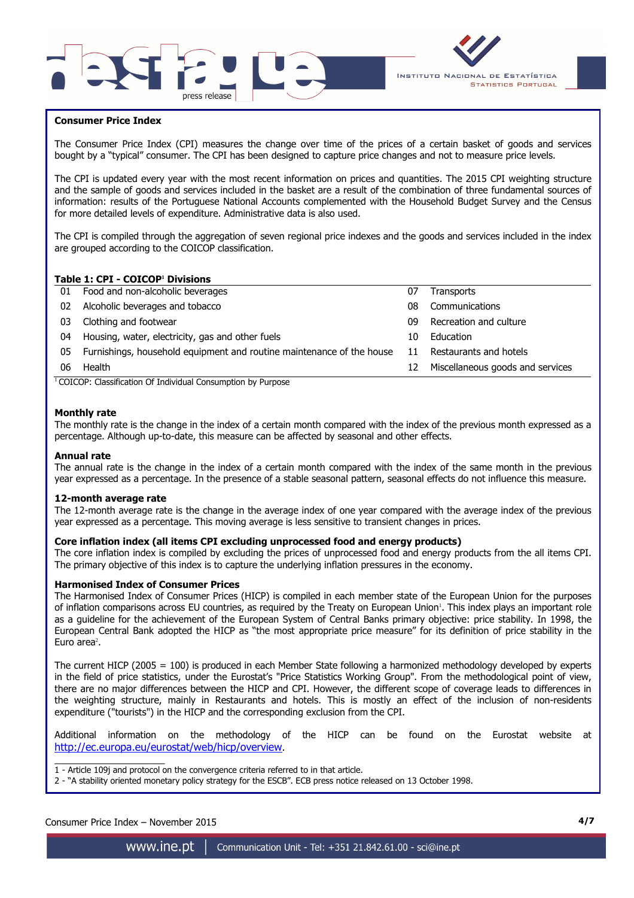## Consumer Price Index

The Consumer Price Index (CPI) measures the change over time of the prices of a certain basket of goods and services bought by a "typical" consumer. The CPI has been designed to capture price changes and not to measure price levels.

The CPI is updated every year with the most recent information on prices and quantities. The 2015 CPI weighting structure and the sample of goods and services included in the basket are a result of the combination of three fundamental sources of information: results of the Portuguese National Accounts complemented with the Household Budget Survey and the Census for more detailed levels of expenditure. Administrative data is also used.

The CPI is compiled through the aggregation of seven regional price indexes and the goods and services included in the index are grouped according to the COICOP classification.

**Table 1: CPI - COICOP[1] Divisions**

| | | | |
|---|---|---|---|
| 01 | Food and non-alcoholic beverages | 07 | Transports |
| 02 | Alcoholic beverages and tobacco | 08 | Communications |
| 03 | Clothing and footwear | 09 | Recreation and culture |
| 04 | Housing, water, electricity, gas and other fuels | 10 | Education |
| 05 | Furnishings, household equipment and routine maintenance of the house | 11 | Restaurants and hotels |
| 06 | Health | 12 | Miscellaneous goods and services |

[1] COICOP: Classification Of Individual Consumption by Purpose

### Monthly rate

The monthly rate is the change in the index of a certain month compared with the index of the previous month expressed as a percentage. Although up-to-date, this measure can be affected by seasonal and other effects.

### Annual rate

The annual rate is the change in the index of a certain month compared with the index of the same month in the previous year expressed as a percentage. In the presence of a stable seasonal pattern, seasonal effects do not influence this measure.

### 12-month average rate

The 12-month average rate is the change in the average index of one year compared with the average index of the previous year expressed as a percentage. This moving average is less sensitive to transient changes in prices.

### Core inflation index (all items CPI excluding unprocessed food and energy products)

The core inflation index is compiled by excluding the prices of unprocessed food and energy products from the all items CPI. The primary objective of this index is to capture the underlying inflation pressures in the economy.

### Harmonised Index of Consumer Prices

The Harmonised Index of Consumer Prices (HICP) is compiled in each member state of the European Union for the purposes of inflation comparisons across EU countries, as required by the Treaty on European Union[1]. This index plays an important role as a guideline for the achievement of the European System of Central Banks primary objective: price stability. In 1998, the European Central Bank adopted the HICP as "the most appropriate price measure" for its definition of price stability in the Euro area[2].

The current HICP (2005 = 100) is produced in each Member State following a harmonized methodology developed by experts in the field of price statistics, under the Eurostat's "Price Statistics Working Group". From the methodological point of view, there are no major differences between the HICP and CPI. However, the different scope of coverage leads to differences in the weighting structure, mainly in Restaurants and hotels. This is mostly an effect of the inclusion of non-residents expenditure ("tourists") in the HICP and the corresponding exclusion from the CPI.

Additional information on the methodology of the HICP can be found on the Eurostat website at http://ec.europa.eu/eurostat/web/hicp/overview.

1 - Article 109j and protocol on the convergence criteria referred to in that article.

2 - "A stability oriented monetary policy strategy for the ESCB". ECB press notice released on 13 October 1998.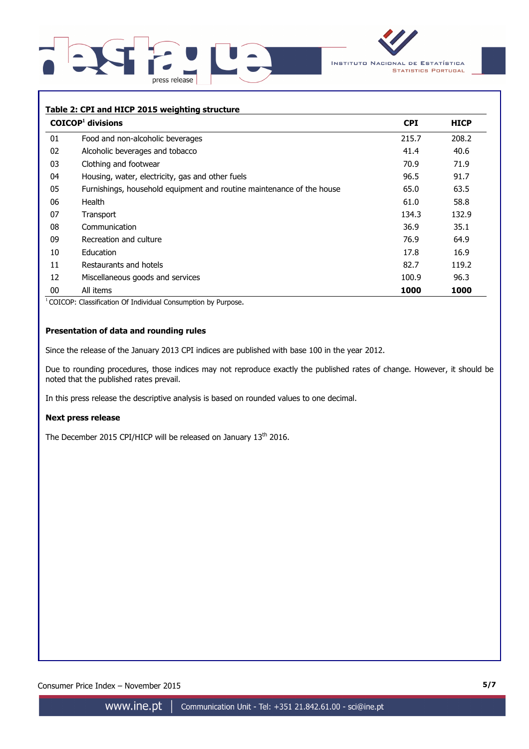**Table 2: CPI and HICP 2015 weighting structure**

| COICOP[1] divisions | | CPI | HICP |
|---|---|---|---|
| 01 | Food and non-alcoholic beverages | 215.7 | 208.2 |
| 02 | Alcoholic beverages and tobacco | 41.4 | 40.6 |
| 03 | Clothing and footwear | 70.9 | 71.9 |
| 04 | Housing, water, electricity, gas and other fuels | 96.5 | 91.7 |
| 05 | Furnishings, household equipment and routine maintenance of the house | 65.0 | 63.5 |
| 06 | Health | 61.0 | 58.8 |
| 07 | Transport | 134.3 | 132.9 |
| 08 | Communication | 36.9 | 35.1 |
| 09 | Recreation and culture | 76.9 | 64.9 |
| 10 | Education | 17.8 | 16.9 |
| 11 | Restaurants and hotels | 82.7 | 119.2 |
| 12 | Miscellaneous goods and services | 100.9 | 96.3 |
| 00 | All items | **1000** | **1000** |

[1] COICOP: Classification Of Individual Consumption by Purpose.

**Presentation of data and rounding rules**

Since the release of the January 2013 CPI indices are published with base 100 in the year 2012.

Due to rounding procedures, those indices may not reproduce exactly the published rates of change. However, it should be noted that the published rates prevail.

In this press release the descriptive analysis is based on rounded values to one decimal.

**Next press release**

The December 2015 CPI/HICP will be released on January 13th 2016.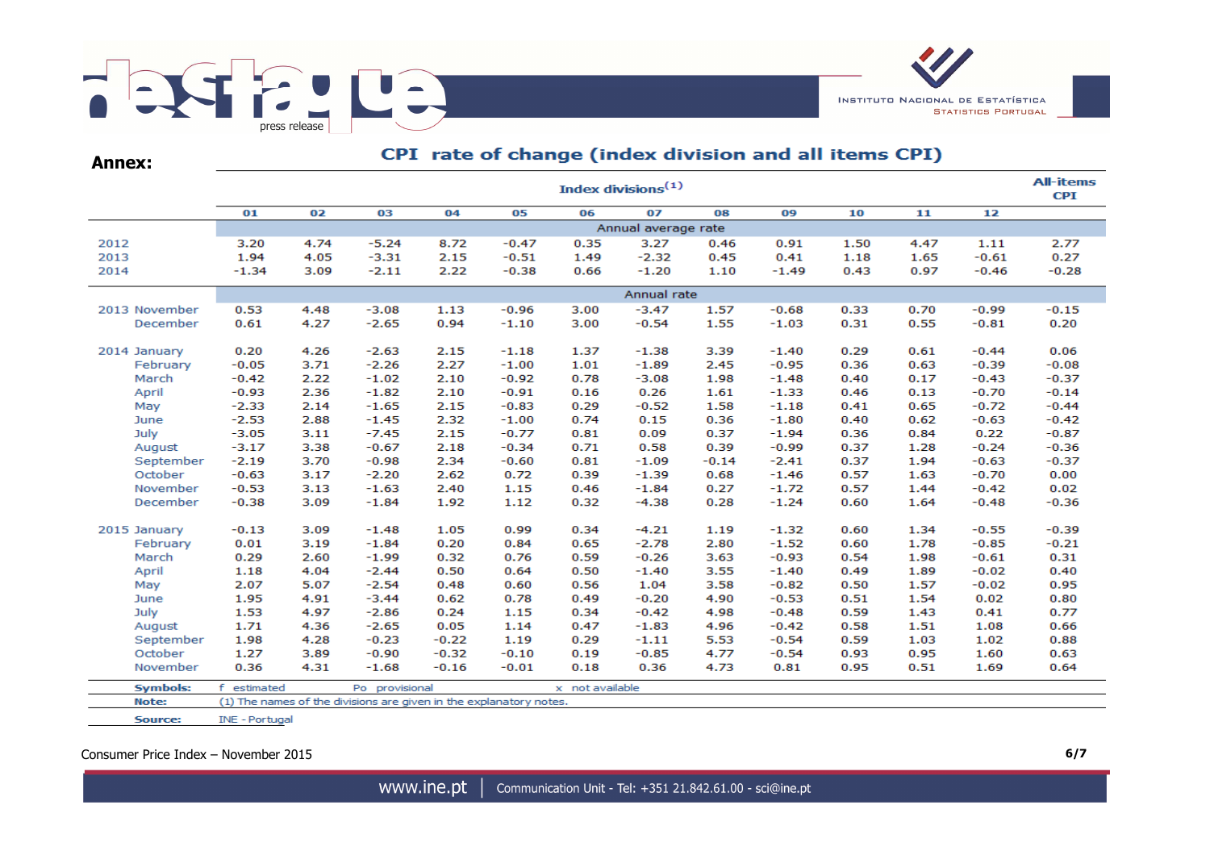**Annex:**

## CPI rate of change (index division and all items CPI)

| | Index divisions[1] | | | | | | | | | | | | All-items CPI |
|---|---|---|---|---|---|---|---|---|---|---|---|---|---|
| | 01 | 02 | 03 | 04 | 05 | 06 | 07 | 08 | 09 | 10 | 11 | 12 | |
| | Annual average rate | | | | | | | | | | | | |
| 2012 | 3.20 | 4.74 | -5.24 | 8.72 | -0.47 | 0.35 | 3.27 | 0.46 | 0.91 | 1.50 | 4.47 | 1.11 | 2.77 |
| 2013 | 1.94 | 4.05 | -3.31 | 2.15 | -0.51 | 1.49 | -2.32 | 0.45 | 0.41 | 1.18 | 1.65 | -0.61 | 0.27 |
| 2014 | -1.34 | 3.09 | -2.11 | 2.22 | -0.38 | 0.66 | -1.20 | 1.10 | -1.49 | 0.43 | 0.97 | -0.46 | -0.28 |
| | Annual rate | | | | | | | | | | | | |
| 2013 November | 0.53 | 4.48 | -3.08 | 1.13 | -0.96 | 3.00 | -3.47 | 1.57 | -0.68 | 0.33 | 0.70 | -0.99 | -0.15 |
| December | 0.61 | 4.27 | -2.65 | 0.94 | -1.10 | 3.00 | -0.54 | 1.55 | -1.03 | 0.31 | 0.55 | -0.81 | 0.20 |
| 2014 January | 0.20 | 4.26 | -2.63 | 2.15 | -1.18 | 1.37 | -1.38 | 3.39 | -1.40 | 0.29 | 0.61 | -0.44 | 0.06 |
| February | -0.05 | 3.71 | -2.26 | 2.27 | -1.00 | 1.01 | -1.89 | 2.45 | -0.95 | 0.36 | 0.63 | -0.39 | -0.08 |
| March | -0.42 | 2.22 | -1.02 | 2.10 | -0.92 | 0.78 | -3.08 | 1.98 | -1.48 | 0.40 | 0.17 | -0.43 | -0.37 |
| April | -0.93 | 2.36 | -1.82 | 2.10 | -0.91 | 0.16 | 0.26 | 1.61 | -1.33 | 0.46 | 0.13 | -0.70 | -0.14 |
| May | -2.33 | 2.14 | -1.65 | 2.15 | -0.83 | 0.29 | -0.52 | 1.58 | -1.18 | 0.41 | 0.65 | -0.72 | -0.44 |
| June | -2.53 | 2.88 | -1.45 | 2.32 | -1.00 | 0.74 | 0.15 | 0.36 | -1.80 | 0.40 | 0.62 | -0.63 | -0.42 |
| July | -3.05 | 3.11 | -7.45 | 2.15 | -0.77 | 0.81 | 0.09 | 0.37 | -1.94 | 0.36 | 0.84 | 0.22 | -0.87 |
| August | -3.17 | 3.38 | -0.67 | 2.18 | -0.34 | 0.71 | 0.58 | 0.39 | -0.99 | 0.37 | 1.28 | -0.24 | -0.36 |
| September | -2.19 | 3.70 | -0.98 | 2.34 | -0.60 | 0.81 | -1.09 | -0.14 | -2.41 | 0.37 | 1.94 | -0.63 | -0.37 |
| October | -0.63 | 3.17 | -2.20 | 2.62 | 0.72 | 0.39 | -1.39 | 0.68 | -1.46 | 0.57 | 1.63 | -0.70 | 0.00 |
| November | -0.53 | 3.13 | -1.63 | 2.40 | 1.15 | 0.46 | -1.84 | 0.27 | -1.72 | 0.57 | 1.44 | -0.42 | 0.02 |
| December | -0.38 | 3.09 | -1.84 | 1.92 | 1.12 | 0.32 | -4.38 | 0.28 | -1.24 | 0.60 | 1.64 | -0.48 | -0.36 |
| 2015 January | -0.13 | 3.09 | -1.48 | 1.05 | 0.99 | 0.34 | -4.21 | 1.19 | -1.32 | 0.60 | 1.34 | -0.55 | -0.39 |
| February | 0.01 | 3.19 | -1.84 | 0.20 | 0.84 | 0.65 | -2.78 | 2.80 | -1.52 | 0.60 | 1.78 | -0.85 | -0.21 |
| March | 0.29 | 2.60 | -1.99 | 0.32 | 0.76 | 0.59 | -0.26 | 3.63 | -0.93 | 0.54 | 1.98 | -0.61 | 0.31 |
| April | 1.18 | 4.04 | -2.44 | 0.50 | 0.64 | 0.50 | -1.40 | 3.55 | -1.40 | 0.49 | 1.89 | -0.02 | 0.40 |
| May | 2.07 | 5.07 | -2.54 | 0.48 | 0.60 | 0.56 | 1.04 | 3.58 | -0.82 | 0.50 | 1.57 | -0.02 | 0.95 |
| June | 1.95 | 4.91 | -3.44 | 0.62 | 0.78 | 0.49 | -0.20 | 4.90 | -0.53 | 0.51 | 1.54 | 0.02 | 0.80 |
| July | 1.53 | 4.97 | -2.86 | 0.24 | 1.15 | 0.34 | -0.42 | 4.98 | -0.48 | 0.59 | 1.43 | 0.41 | 0.77 |
| August | 1.71 | 4.36 | -2.65 | 0.05 | 1.14 | 0.47 | -1.83 | 4.96 | -0.42 | 0.58 | 1.51 | 1.08 | 0.66 |
| September | 1.98 | 4.28 | -0.23 | -0.22 | 1.19 | 0.29 | -1.11 | 5.53 | -0.54 | 0.59 | 1.03 | 1.02 | 0.88 |
| October | 1.27 | 3.89 | -0.90 | -0.32 | -0.10 | 0.19 | -0.85 | 4.77 | -0.54 | 0.93 | 0.95 | 1.60 | 0.63 |
| November | 0.36 | 4.31 | -1.68 | -0.16 | -0.01 | 0.18 | 0.36 | 4.73 | 0.81 | 0.95 | 0.51 | 1.69 | 0.64 |

**Symbols:** f estimated   Po provisional   x not available

**Note:** (1) The names of the divisions are given in the explanatory notes.

**Source:** INE - Portugal

Consumer Price Index – November 2015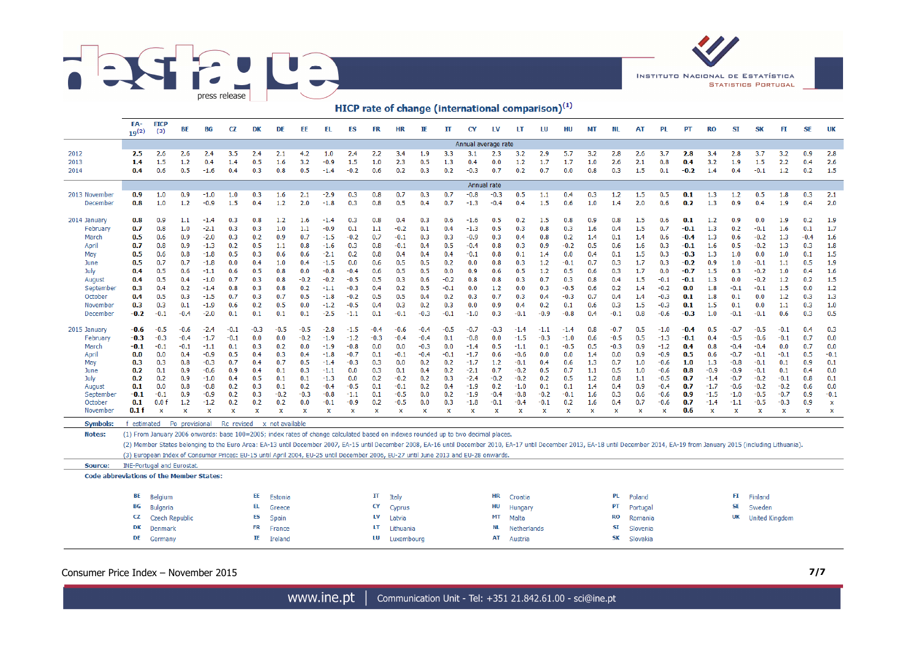## HICP rate of change (international comparison)[1]

| | EA-19[2] | EICP (3) | BE | BG | CZ | DK | DE | EE | EL | ES | FR | HR | IE | IT | CY | LV | LT | LU | HU | MT | NL | AT | PL | PT | RO | SI | SK | FI | SE | UK |
|---|---|---|---|---|---|---|---|---|---|---|---|---|---|---|---|---|---|---|---|---|---|---|---|---|---|---|---|---|---|---|
| | Annual average rate | | | | | | | | | | | | | | | | | | | | | | | | | | | | | |
| 2012 | **2.5** | 2.6 | 2.6 | 2.4 | 3.5 | 2.4 | 2.1 | 4.2 | 1.0 | 2.4 | 2.2 | 3.4 | 1.9 | 3.3 | 3.1 | 2.3 | 3.2 | 2.9 | 5.7 | 3.2 | 2.8 | 2.6 | 3.7 | **2.8** | 3.4 | 2.8 | 3.7 | 3.2 | 0.9 | 2.8 |
| 2013 | **1.4** | 1.5 | 1.2 | 0.4 | 1.4 | 0.5 | 1.6 | 3.2 | -0.9 | 1.5 | 1.0 | 2.3 | 0.5 | 1.3 | 0.4 | 0.0 | 1.2 | 1.7 | 1.7 | 1.0 | 2.6 | 2.1 | 0.8 | **0.4** | 3.2 | 1.9 | 1.5 | 2.2 | 0.4 | 2.6 |
| 2014 | **0.4** | 0.6 | 0.5 | -1.6 | 0.4 | 0.3 | 0.8 | 0.5 | -1.4 | -0.2 | 0.6 | 0.2 | 0.3 | 0.2 | -0.3 | 0.7 | 0.2 | 0.7 | 0.0 | 0.8 | 0.3 | 1.5 | 0.1 | **-0.2** | 1.4 | 0.4 | -0.1 | 1.2 | 0.2 | 1.5 |
| | Annual rate | | | | | | | | | | | | | | | | | | | | | | | | | | | | | |
| 2013 November | **0.9** | 1.0 | 0.9 | -1.0 | 1.0 | 0.3 | 1.6 | 2.1 | -2.9 | 0.3 | 0.8 | 0.7 | 0.3 | 0.7 | -0.8 | -0.3 | 0.5 | 1.1 | 0.4 | 0.3 | 1.2 | 1.5 | 0.5 | **0.1** | 1.3 | 1.2 | 0.5 | 1.8 | 0.3 | 2.1 |
| December | **0.8** | 1.0 | 1.2 | -0.9 | 1.5 | 0.4 | 1.2 | 2.0 | -1.8 | 0.3 | 0.8 | 0.5 | 0.4 | 0.7 | -1.3 | -0.4 | 0.4 | 1.5 | 0.6 | 1.0 | 1.4 | 2.0 | 0.6 | **0.2** | 1.3 | 0.9 | 0.4 | 1.9 | 0.4 | 2.0 |
| 2014 January | **0.8** | 0.9 | 1.1 | -1.4 | 0.3 | 0.8 | 1.2 | 1.6 | -1.4 | 0.3 | 0.8 | 0.4 | 0.3 | 0.6 | -1.6 | 0.5 | 0.2 | 1.5 | 0.8 | 0.9 | 0.8 | 1.5 | 0.6 | **0.1** | 1.2 | 0.9 | 0.0 | 1.9 | 0.2 | 1.9 |
| February | **0.7** | 0.8 | 1.0 | -2.1 | 0.3 | 0.3 | 1.0 | 1.1 | -0.9 | 0.1 | 1.1 | -0.2 | 0.1 | 0.4 | -1.3 | 0.5 | 0.3 | 0.8 | 0.3 | 1.6 | 0.4 | 1.5 | 0.7 | **-0.1** | 1.3 | 0.2 | -0.1 | 1.6 | 0.1 | 1.7 |
| March | **0.5** | 0.6 | 0.9 | -2.0 | 0.3 | 0.2 | 0.9 | 0.7 | -1.5 | -0.2 | 0.7 | -0.1 | 0.3 | 0.3 | -0.9 | 0.3 | 0.4 | 0.8 | 0.2 | 1.4 | 0.1 | 1.4 | 0.6 | **-0.4** | 1.3 | 0.6 | -0.2 | 1.3 | -0.4 | 1.6 |
| April | **0.7** | 0.8 | 0.9 | -1.3 | 0.2 | 0.5 | 1.1 | 0.8 | -1.6 | 0.3 | 0.8 | -0.1 | 0.4 | 0.5 | -0.4 | 0.8 | 0.3 | 0.9 | -0.2 | 0.5 | 0.6 | 1.6 | 0.3 | **-0.1** | 1.6 | 0.5 | -0.2 | 1.3 | 0.3 | 1.8 |
| May | **0.5** | 0.6 | 0.8 | -1.8 | 0.5 | 0.3 | 0.6 | 0.6 | -2.1 | 0.2 | 0.8 | 0.4 | 0.4 | 0.4 | -0.1 | 0.8 | 0.1 | 1.4 | 0.0 | 0.4 | 0.1 | 1.5 | 0.3 | **-0.3** | 1.3 | 1.0 | 0.0 | 1.0 | 0.1 | 1.5 |
| June | **0.5** | 0.7 | 0.7 | -1.8 | 0.0 | 0.4 | 1.0 | 0.4 | -1.5 | 0.0 | 0.6 | 0.5 | 0.5 | 0.2 | 0.0 | 0.8 | 0.3 | 1.2 | -0.1 | 0.7 | 0.3 | 1.7 | 0.3 | **-0.2** | 0.9 | 1.0 | -0.1 | 1.1 | 0.5 | 1.9 |
| July | **0.4** | 0.5 | 0.6 | -1.1 | 0.6 | 0.5 | 0.8 | 0.0 | -0.8 | -0.4 | 0.6 | 0.5 | 0.5 | 0.0 | 0.9 | 0.6 | 0.5 | 1.2 | 0.5 | 0.6 | 0.3 | 1.7 | 0.0 | **-0.7** | 1.5 | 0.3 | -0.2 | 1.0 | 0.4 | 1.6 |
| August | **0.4** | 0.5 | 0.4 | -1.0 | 0.7 | 0.3 | 0.8 | -0.2 | -0.2 | -0.5 | 0.5 | 0.3 | 0.6 | -0.2 | 0.8 | 0.8 | 0.3 | 0.7 | 0.3 | 0.8 | 0.4 | 1.5 | -0.1 | **-0.1** | 1.3 | 0.0 | -0.2 | 1.2 | 0.2 | 1.5 |
| September | **0.3** | 0.4 | 0.2 | -1.4 | 0.8 | 0.3 | 0.8 | 0.2 | -1.1 | -0.3 | 0.4 | 0.2 | 0.5 | -0.1 | 0.0 | 1.2 | 0.0 | 0.3 | -0.5 | 0.6 | 0.2 | 1.4 | -0.2 | **0.0** | 1.8 | -0.1 | -0.1 | 1.5 | 0.0 | 1.2 |
| October | **0.4** | 0.5 | 0.3 | -1.5 | 0.7 | 0.3 | 0.7 | 0.5 | -1.8 | -0.2 | 0.5 | 0.5 | 0.4 | 0.2 | 0.3 | 0.7 | 0.3 | 0.4 | -0.3 | 0.7 | 0.4 | 1.4 | -0.3 | **0.1** | 1.8 | 0.1 | 0.0 | 1.2 | 0.3 | 1.3 |
| November | **0.3** | 0.3 | 0.1 | -1.9 | 0.6 | 0.2 | 0.5 | 0.0 | -1.2 | -0.5 | 0.4 | 0.3 | 0.2 | 0.3 | 0.0 | 0.9 | 0.4 | 0.2 | 0.1 | 0.6 | 0.3 | 1.5 | -0.3 | **0.1** | 1.5 | 0.1 | 0.0 | 1.1 | 0.3 | 1.0 |
| December | **-0.2** | -0.1 | -0.4 | -2.0 | 0.1 | 0.1 | 0.1 | 0.1 | -2.5 | -1.1 | 0.1 | -0.1 | -0.3 | -0.1 | -1.0 | 0.3 | -0.1 | -0.9 | -0.8 | 0.4 | -0.1 | 0.8 | -0.6 | **-0.3** | 1.0 | -0.1 | -0.1 | 0.6 | 0.3 | 0.5 |
| 2015 January | **-0.6** | -0.5 | -0.6 | -2.4 | -0.1 | -0.3 | -0.5 | -0.5 | -2.8 | -1.5 | -0.4 | -0.6 | -0.4 | -0.5 | -0.7 | -0.3 | -1.4 | -1.1 | -1.4 | 0.8 | -0.7 | 0.5 | -1.0 | **-0.4** | 0.5 | -0.7 | -0.5 | -0.1 | 0.4 | 0.3 |
| February | **-0.3** | -0.3 | -0.4 | -1.7 | -0.1 | 0.0 | 0.0 | -0.2 | -1.9 | -1.2 | -0.3 | -0.4 | -0.4 | 0.1 | -0.8 | 0.0 | -1.5 | -0.3 | -1.0 | 0.6 | -0.5 | 0.5 | -1.3 | **-0.1** | 0.4 | -0.5 | -0.6 | -0.1 | 0.7 | 0.0 |
| March | **-0.1** | -0.1 | -0.1 | -1.1 | 0.1 | 0.3 | 0.2 | 0.0 | -1.9 | -0.8 | 0.0 | 0.0 | -0.3 | 0.0 | -1.4 | 0.5 | -1.1 | 0.1 | -0.5 | 0.5 | -0.3 | 0.9 | -1.2 | **0.4** | 0.8 | -0.4 | -0.4 | 0.0 | 0.7 | 0.0 |
| April | **0.0** | 0.0 | 0.4 | -0.9 | 0.5 | 0.4 | 0.3 | 0.4 | -1.8 | -0.7 | 0.1 | -0.1 | -0.4 | -0.1 | -1.7 | 0.6 | -0.6 | 0.0 | 0.0 | 1.4 | 0.0 | 0.9 | -0.9 | **0.5** | 0.6 | -0.7 | -0.1 | -0.1 | 0.5 | -0.1 |
| May | **0.3** | 0.3 | 0.8 | -0.3 | 0.7 | 0.4 | 0.7 | 0.5 | -1.4 | -0.3 | 0.3 | 0.0 | 0.2 | 0.2 | -1.7 | 1.2 | -0.3 | 0.4 | 0.6 | 1.3 | 0.7 | 1.0 | -0.6 | **1.0** | 1.3 | -0.8 | -0.1 | 0.1 | 0.9 | 0.1 |
| June | **0.2** | 0.1 | 0.9 | -0.6 | 0.9 | 0.4 | 0.1 | 0.3 | -1.1 | 0.0 | 0.3 | 0.1 | 0.4 | 0.2 | -2.1 | 0.7 | -0.2 | 0.5 | 0.7 | 1.1 | 0.5 | 1.0 | -0.6 | **0.8** | -0.9 | -0.9 | -0.1 | 0.1 | 0.4 | 0.0 |
| July | **0.2** | 0.2 | 0.9 | -1.0 | 0.4 | 0.5 | 0.1 | 0.1 | -1.3 | 0.0 | 0.2 | -0.2 | 0.2 | 0.3 | -2.4 | -0.2 | -0.2 | 0.2 | 0.5 | 1.2 | 0.8 | 1.1 | -0.5 | **0.7** | -1.4 | -0.7 | -0.2 | -0.1 | 0.8 | 0.1 |
| August | **0.1** | 0.0 | 0.8 | -0.8 | 0.2 | 0.3 | 0.1 | 0.2 | -0.4 | -0.5 | 0.1 | -0.1 | 0.2 | 0.4 | -1.9 | 0.2 | -1.0 | 0.1 | 0.1 | 1.4 | 0.4 | 0.9 | -0.4 | **0.7** | -1.7 | -0.6 | -0.2 | -0.2 | 0.6 | 0.0 |
| September | **-0.1** | -0.1 | 0.9 | -0.9 | 0.2 | 0.3 | -0.2 | -0.3 | -0.8 | -1.1 | 0.1 | -0.5 | 0.0 | 0.2 | -1.9 | -0.4 | -0.8 | -0.2 | -0.1 | 1.6 | 0.3 | 0.6 | -0.6 | **0.9** | -1.5 | -1.0 | -0.5 | -0.7 | 0.9 | -0.1 |
| October | **0.1** | 0.0 f | 1.2 | -1.2 | 0.2 | 0.2 | 0.2 | 0.0 | -0.1 | -0.9 | 0.2 | -0.5 | 0.0 | 0.3 | -1.8 | -0.1 | -0.4 | -0.1 | 0.2 | 1.6 | 0.4 | 0.7 | -0.6 | **0.7** | -1.4 | -1.1 | -0.5 | -0.3 | 0.9 | x |
| November | **0.1 f** | x | x | x | x | x | x | x | x | x | x | x | x | x | x | x | x | x | x | x | x | x | x | **0.6** | x | x | x | x | x | x |

**Symbols:** f estimated Po provisional Rc revised x not available

**Notes:**
(1) From January 2006 onwards: base 100=2005; index rates of change calculated based on indexes rounded up to two decimal places.
(2) Member States belonging to the Euro Area: EA-13 until December 2007, EA-15 until December 2008, EA-16 until December 2010, EA-17 until December 2013, EA-18 until December 2014, EA-19 from January 2015 (including Lithuania).
(3) European Index of Consumer Prices: EU-15 until April 2004, EU-25 until December 2006, EU-27 until June 2013 and EU-28 onwards.

**Source:** INE-Portugal and Eurostat.

**Code abbreviations of the Member States:**

| | | | | | | | | | | | |
|---|---|---|---|---|---|---|---|---|---|---|---|
| BE | Belgium | EE | Estonia | IT | Italy | HR | Croatia | PL | Poland | FI | Finland |
| BG | Bulgaria | EL | Greece | CY | Cyprus | HU | Hungary | PT | Portugal | SE | Sweden |
| CZ | Czech Republic | ES | Spain | LV | Latvia | MT | Malta | RO | Romania | UK | United Kingdom |
| DK | Denmark | FR | France | LT | Lithuania | NL | Netherlands | SI | Slovenia | | |
| DE | Germany | IE | Ireland | LU | Luxembourg | AT | Austria | SK | Slovakia | | |